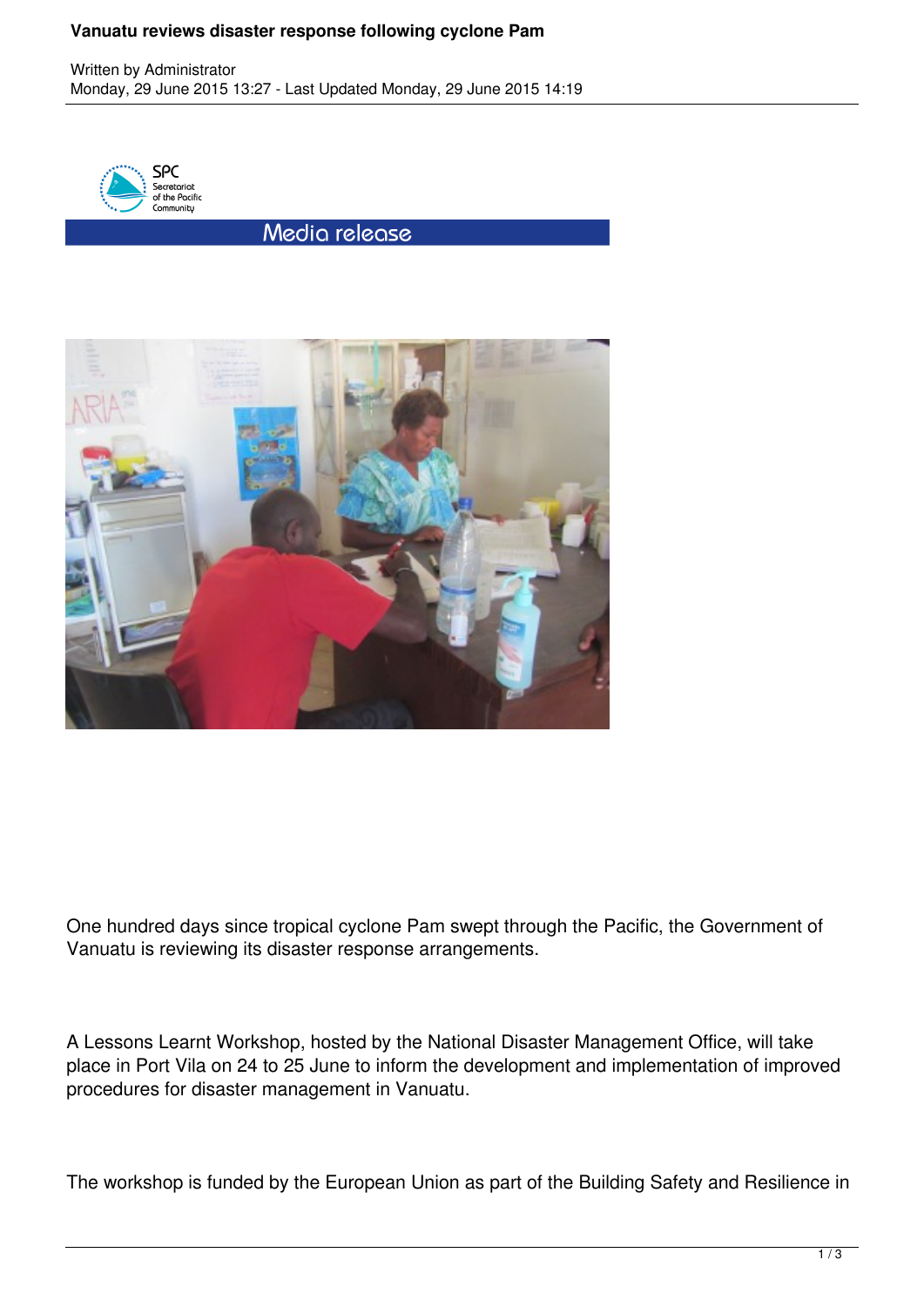# Vanuatu reviews disaster response following cyclone Pam

Written by Administrator
Monday, 29 June 2015 13:27 - Last Updated Monday, 29 June 2015 14:19

SPC
Secretariat of the Pacific Community

Media release

One hundred days since tropical cyclone Pam swept through the Pacific, the Government of Vanuatu is reviewing its disaster response arrangements.

A Lessons Learnt Workshop, hosted by the National Disaster Management Office, will take place in Port Vila on 24 to 25 June to inform the development and implementation of improved procedures for disaster management in Vanuatu.

The workshop is funded by the European Union as part of the Building Safety and Resilience in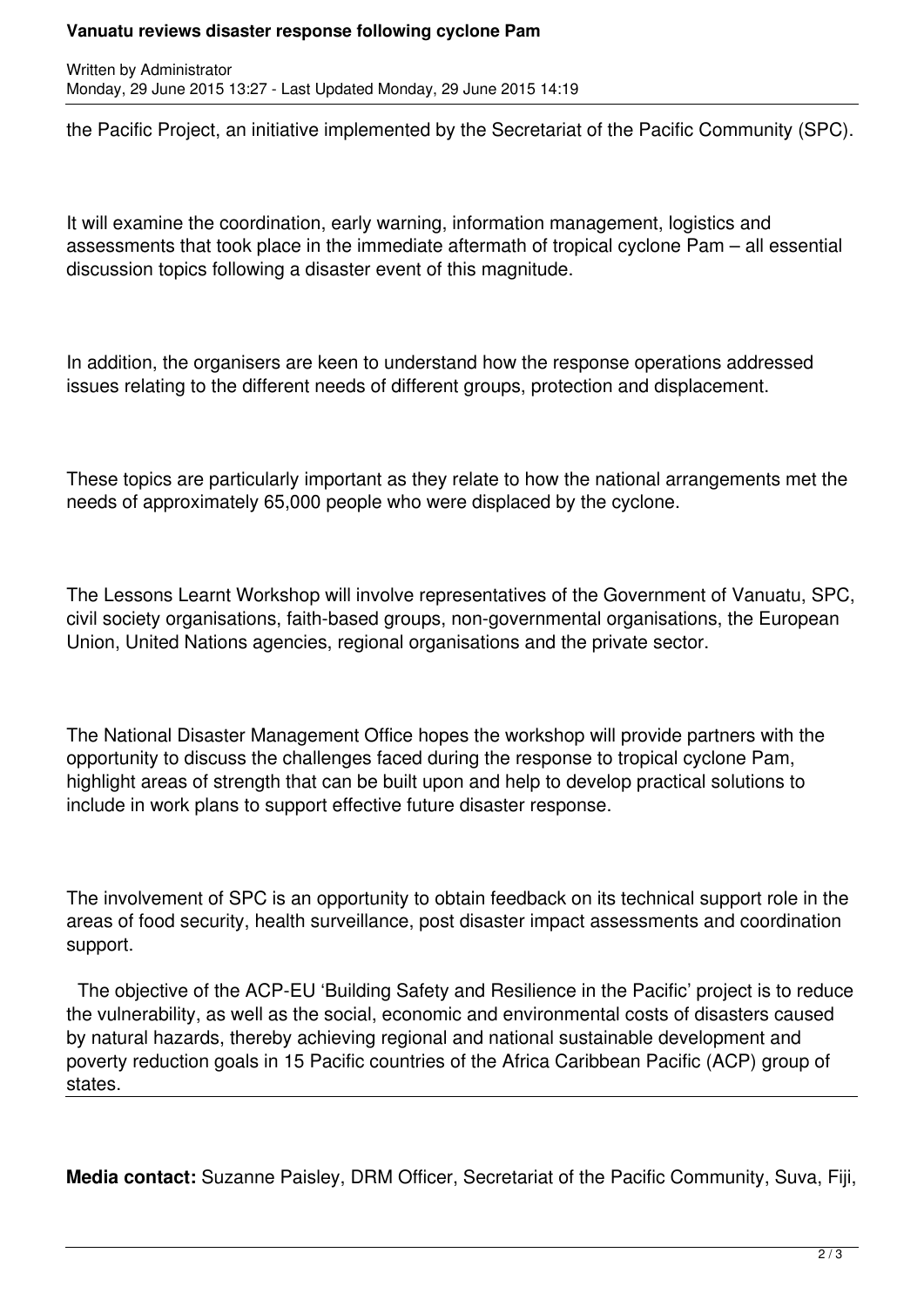the Pacific Project, an initiative implemented by the Secretariat of the Pacific Community (SPC).

It will examine the coordination, early warning, information management, logistics and assessments that took place in the immediate aftermath of tropical cyclone Pam – all essential discussion topics following a disaster event of this magnitude.

In addition, the organisers are keen to understand how the response operations addressed issues relating to the different needs of different groups, protection and displacement.

These topics are particularly important as they relate to how the national arrangements met the needs of approximately 65,000 people who were displaced by the cyclone.

The Lessons Learnt Workshop will involve representatives of the Government of Vanuatu, SPC, civil society organisations, faith-based groups, non-governmental organisations, the European Union, United Nations agencies, regional organisations and the private sector.

The National Disaster Management Office hopes the workshop will provide partners with the opportunity to discuss the challenges faced during the response to tropical cyclone Pam, highlight areas of strength that can be built upon and help to develop practical solutions to include in work plans to support effective future disaster response.

The involvement of SPC is an opportunity to obtain feedback on its technical support role in the areas of food security, health surveillance, post disaster impact assessments and coordination support.

The objective of the ACP-EU 'Building Safety and Resilience in the Pacific' project is to reduce the vulnerability, as well as the social, economic and environmental costs of disasters caused by natural hazards, thereby achieving regional and national sustainable development and poverty reduction goals in 15 Pacific countries of the Africa Caribbean Pacific (ACP) group of states.

---

**Media contact:** Suzanne Paisley, DRM Officer, Secretariat of the Pacific Community, Suva, Fiji,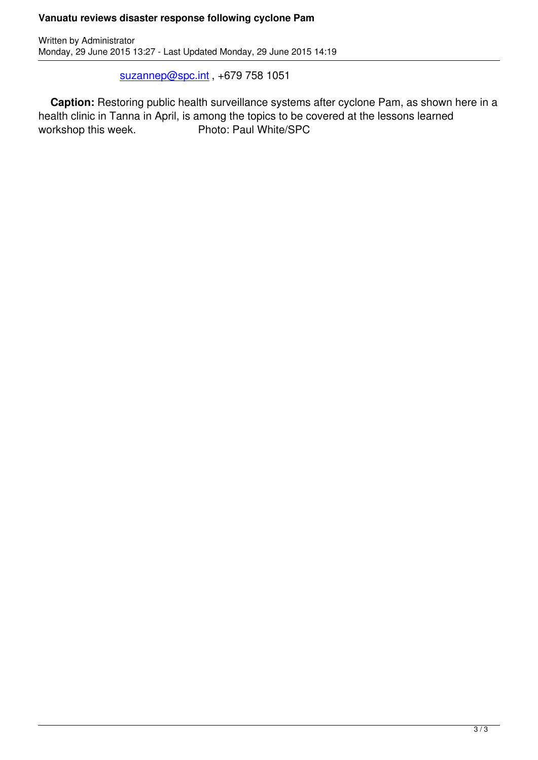suzannep@spc.int , +679 758 1051

**Caption:** Restoring public health surveillance systems after cyclone Pam, as shown here in a health clinic in Tanna in April, is among the topics to be covered at the lessons learned workshop this week. Photo: Paul White/SPC